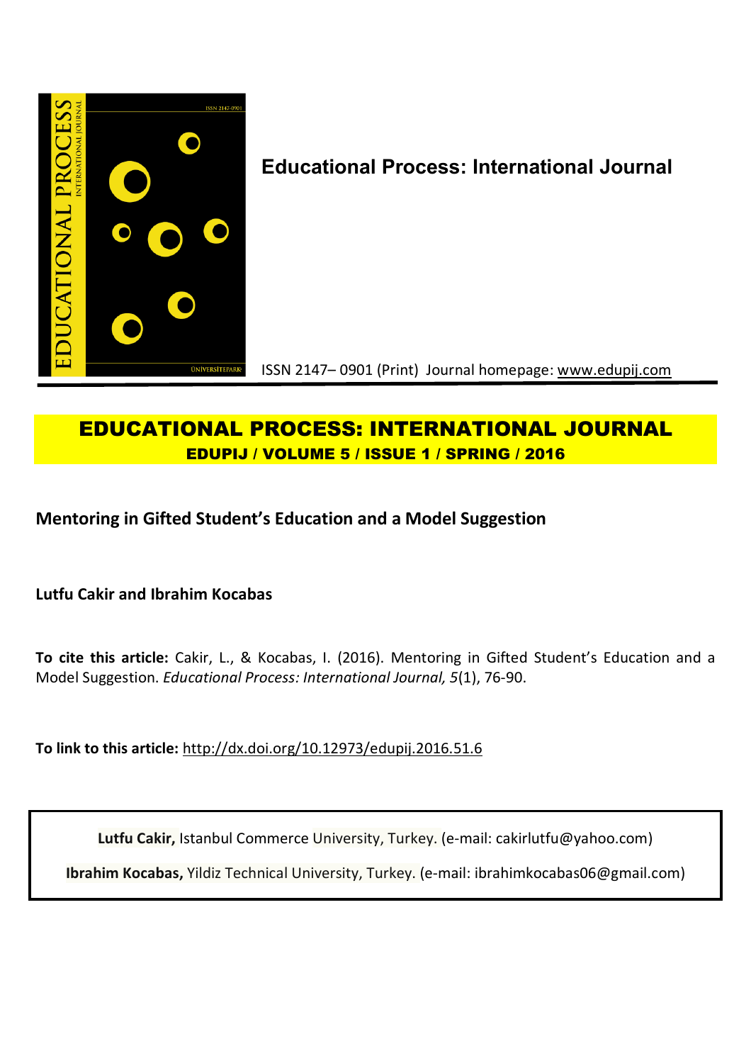**Educational Process: International Journal**

ISSN 2147– 0901 (Print) Journal homepage: www.edupij.com

# EDUCATIONAL PROCESS: INTERNATIONAL JOURNAL

**EDUPIJ / VOLUME 5 / ISSUE 1 / SPRING / 2016**

## Mentoring in Gifted Student's Education and a Model Suggestion

**Lutfu Cakir and Ibrahim Kocabas**

**To cite this article:** Cakir, L., & Kocabas, I. (2016). Mentoring in Gifted Student's Education and a Model Suggestion. *Educational Process: International Journal, 5*(1), 76-90.

**To link to this article:** http://dx.doi.org/10.12973/edupij.2016.51.6

**Lutfu Cakir,** Istanbul Commerce University, Turkey. (e-mail: cakirlutfu@yahoo.com)

**Ibrahim Kocabas,** Yildiz Technical University, Turkey. (e-mail: ibrahimkocabas06@gmail.com)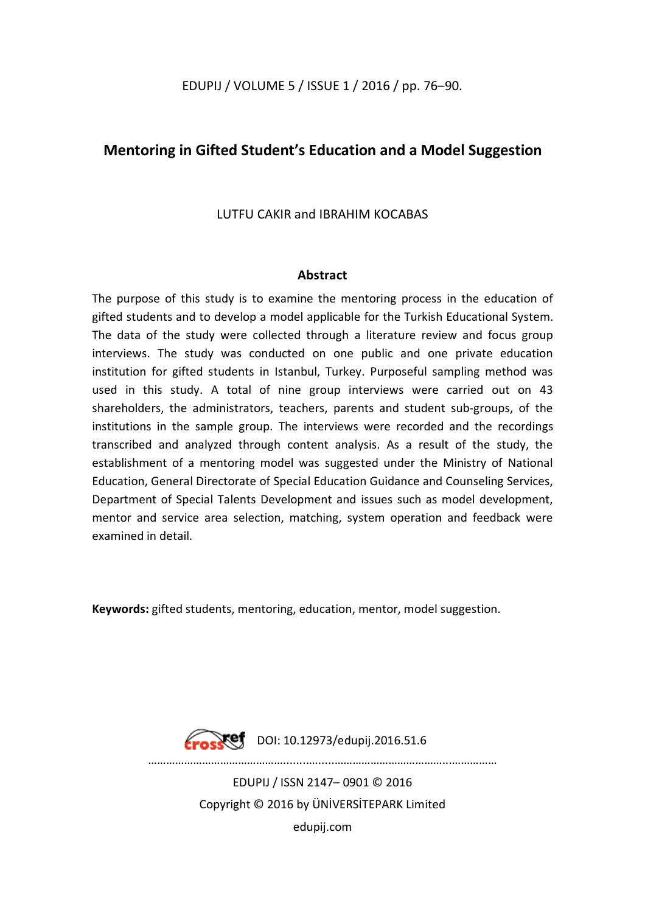# Mentoring in Gifted Student's Education and a Model Suggestion

LUTFU CAKIR and IBRAHIM KOCABAS

## Abstract

The purpose of this study is to examine the mentoring process in the education of gifted students and to develop a model applicable for the Turkish Educational System. The data of the study were collected through a literature review and focus group interviews. The study was conducted on one public and one private education institution for gifted students in Istanbul, Turkey. Purposeful sampling method was used in this study. A total of nine group interviews were carried out on 43 shareholders, the administrators, teachers, parents and student sub-groups, of the institutions in the sample group. The interviews were recorded and the recordings transcribed and analyzed through content analysis. As a result of the study, the establishment of a mentoring model was suggested under the Ministry of National Education, General Directorate of Special Education Guidance and Counseling Services, Department of Special Talents Development and issues such as model development, mentor and service area selection, matching, system operation and feedback were examined in detail.

**Keywords:** gifted students, mentoring, education, mentor, model suggestion.

DOI: 10.12973/edupij.2016.51.6

EDUPIJ / ISSN 2147– 0901 © 2016
Copyright © 2016 by ÜNİVERSİTEPARK Limited
edupij.com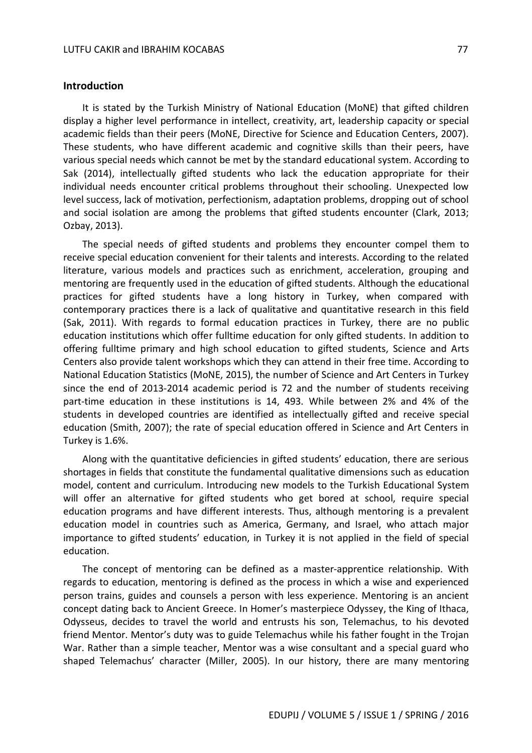## Introduction

It is stated by the Turkish Ministry of National Education (MoNE) that gifted children display a higher level performance in intellect, creativity, art, leadership capacity or special academic fields than their peers (MoNE, Directive for Science and Education Centers, 2007). These students, who have different academic and cognitive skills than their peers, have various special needs which cannot be met by the standard educational system. According to Sak (2014), intellectually gifted students who lack the education appropriate for their individual needs encounter critical problems throughout their schooling. Unexpected low level success, lack of motivation, perfectionism, adaptation problems, dropping out of school and social isolation are among the problems that gifted students encounter (Clark, 2013; Ozbay, 2013).

The special needs of gifted students and problems they encounter compel them to receive special education convenient for their talents and interests. According to the related literature, various models and practices such as enrichment, acceleration, grouping and mentoring are frequently used in the education of gifted students. Although the educational practices for gifted students have a long history in Turkey, when compared with contemporary practices there is a lack of qualitative and quantitative research in this field (Sak, 2011). With regards to formal education practices in Turkey, there are no public education institutions which offer fulltime education for only gifted students. In addition to offering fulltime primary and high school education to gifted students, Science and Arts Centers also provide talent workshops which they can attend in their free time. According to National Education Statistics (MoNE, 2015), the number of Science and Art Centers in Turkey since the end of 2013-2014 academic period is 72 and the number of students receiving part-time education in these institutions is 14, 493. While between 2% and 4% of the students in developed countries are identified as intellectually gifted and receive special education (Smith, 2007); the rate of special education offered in Science and Art Centers in Turkey is 1.6%.

Along with the quantitative deficiencies in gifted students' education, there are serious shortages in fields that constitute the fundamental qualitative dimensions such as education model, content and curriculum. Introducing new models to the Turkish Educational System will offer an alternative for gifted students who get bored at school, require special education programs and have different interests. Thus, although mentoring is a prevalent education model in countries such as America, Germany, and Israel, who attach major importance to gifted students' education, in Turkey it is not applied in the field of special education.

The concept of mentoring can be defined as a master-apprentice relationship. With regards to education, mentoring is defined as the process in which a wise and experienced person trains, guides and counsels a person with less experience. Mentoring is an ancient concept dating back to Ancient Greece. In Homer's masterpiece Odyssey, the King of Ithaca, Odysseus, decides to travel the world and entrusts his son, Telemachus, to his devoted friend Mentor. Mentor's duty was to guide Telemachus while his father fought in the Trojan War. Rather than a simple teacher, Mentor was a wise consultant and a special guard who shaped Telemachus' character (Miller, 2005). In our history, there are many mentoring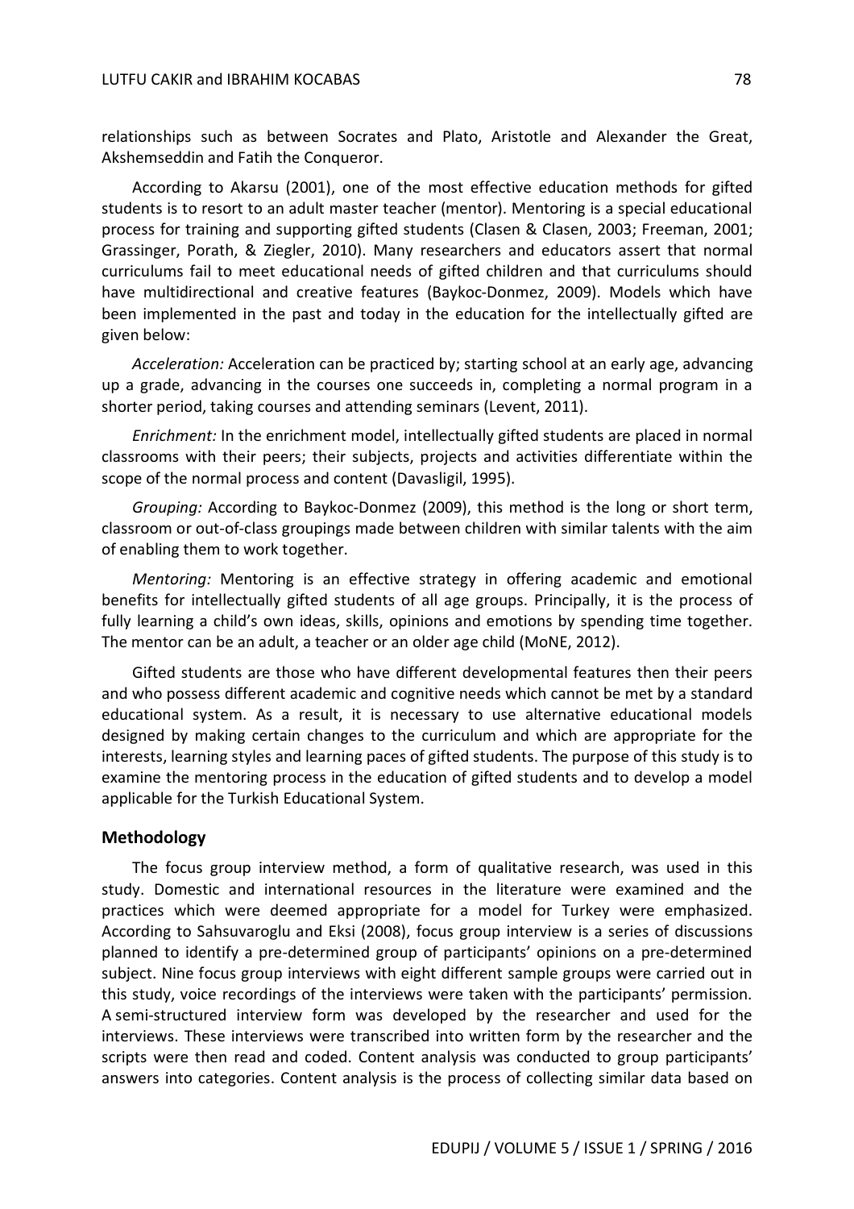relationships such as between Socrates and Plato, Aristotle and Alexander the Great, Akshemseddin and Fatih the Conqueror.

According to Akarsu (2001), one of the most effective education methods for gifted students is to resort to an adult master teacher (mentor). Mentoring is a special educational process for training and supporting gifted students (Clasen & Clasen, 2003; Freeman, 2001; Grassinger, Porath, & Ziegler, 2010). Many researchers and educators assert that normal curriculums fail to meet educational needs of gifted children and that curriculums should have multidirectional and creative features (Baykoc-Donmez, 2009). Models which have been implemented in the past and today in the education for the intellectually gifted are given below:

*Acceleration:* Acceleration can be practiced by; starting school at an early age, advancing up a grade, advancing in the courses one succeeds in, completing a normal program in a shorter period, taking courses and attending seminars (Levent, 2011).

*Enrichment:* In the enrichment model, intellectually gifted students are placed in normal classrooms with their peers; their subjects, projects and activities differentiate within the scope of the normal process and content (Davasligil, 1995).

*Grouping:* According to Baykoc-Donmez (2009), this method is the long or short term, classroom or out-of-class groupings made between children with similar talents with the aim of enabling them to work together.

*Mentoring:* Mentoring is an effective strategy in offering academic and emotional benefits for intellectually gifted students of all age groups. Principally, it is the process of fully learning a child's own ideas, skills, opinions and emotions by spending time together. The mentor can be an adult, a teacher or an older age child (MoNE, 2012).

Gifted students are those who have different developmental features then their peers and who possess different academic and cognitive needs which cannot be met by a standard educational system. As a result, it is necessary to use alternative educational models designed by making certain changes to the curriculum and which are appropriate for the interests, learning styles and learning paces of gifted students. The purpose of this study is to examine the mentoring process in the education of gifted students and to develop a model applicable for the Turkish Educational System.

## Methodology

The focus group interview method, a form of qualitative research, was used in this study. Domestic and international resources in the literature were examined and the practices which were deemed appropriate for a model for Turkey were emphasized. According to Sahsuvaroglu and Eksi (2008), focus group interview is a series of discussions planned to identify a pre-determined group of participants' opinions on a pre-determined subject. Nine focus group interviews with eight different sample groups were carried out in this study, voice recordings of the interviews were taken with the participants' permission. A semi-structured interview form was developed by the researcher and used for the interviews. These interviews were transcribed into written form by the researcher and the scripts were then read and coded. Content analysis was conducted to group participants' answers into categories. Content analysis is the process of collecting similar data based on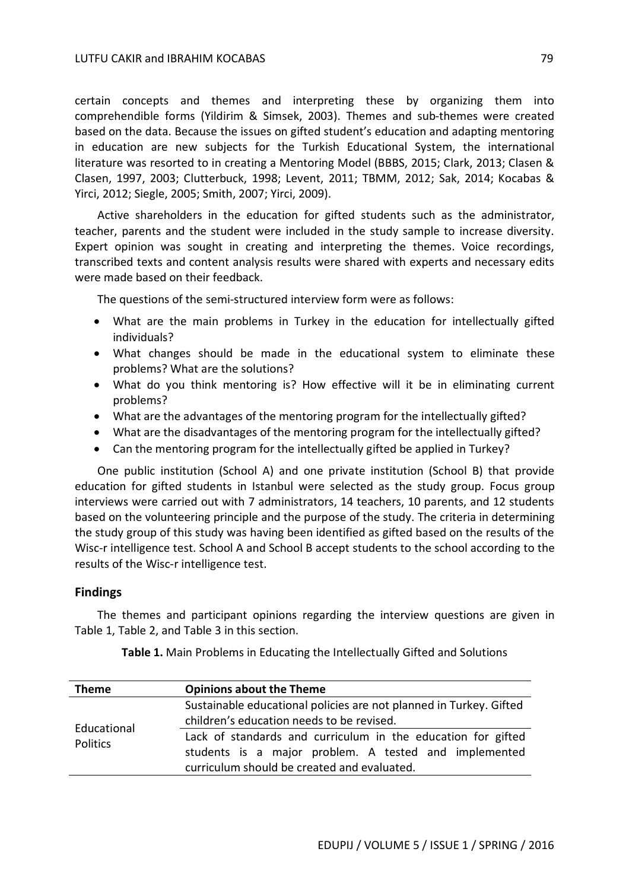certain concepts and themes and interpreting these by organizing them into comprehendible forms (Yildirim & Simsek, 2003). Themes and sub-themes were created based on the data. Because the issues on gifted student's education and adapting mentoring in education are new subjects for the Turkish Educational System, the international literature was resorted to in creating a Mentoring Model (BBBS, 2015; Clark, 2013; Clasen & Clasen, 1997, 2003; Clutterbuck, 1998; Levent, 2011; TBMM, 2012; Sak, 2014; Kocabas & Yirci, 2012; Siegle, 2005; Smith, 2007; Yirci, 2009).

Active shareholders in the education for gifted students such as the administrator, teacher, parents and the student were included in the study sample to increase diversity. Expert opinion was sought in creating and interpreting the themes. Voice recordings, transcribed texts and content analysis results were shared with experts and necessary edits were made based on their feedback.

The questions of the semi-structured interview form were as follows:

- What are the main problems in Turkey in the education for intellectually gifted individuals?
- What changes should be made in the educational system to eliminate these problems? What are the solutions?
- What do you think mentoring is? How effective will it be in eliminating current problems?
- What are the advantages of the mentoring program for the intellectually gifted?
- What are the disadvantages of the mentoring program for the intellectually gifted?
- Can the mentoring program for the intellectually gifted be applied in Turkey?

One public institution (School A) and one private institution (School B) that provide education for gifted students in Istanbul were selected as the study group. Focus group interviews were carried out with 7 administrators, 14 teachers, 10 parents, and 12 students based on the volunteering principle and the purpose of the study. The criteria in determining the study group of this study was having been identified as gifted based on the results of the Wisc-r intelligence test. School A and School B accept students to the school according to the results of the Wisc-r intelligence test.

## Findings

The themes and participant opinions regarding the interview questions are given in Table 1, Table 2, and Table 3 in this section.

**Table 1.** Main Problems in Educating the Intellectually Gifted and Solutions

| Theme | Opinions about the Theme |
|---|---|
| Educational Politics | Sustainable educational policies are not planned in Turkey. Gifted children's education needs to be revised. |
| | Lack of standards and curriculum in the education for gifted students is a major problem. A tested and implemented curriculum should be created and evaluated. |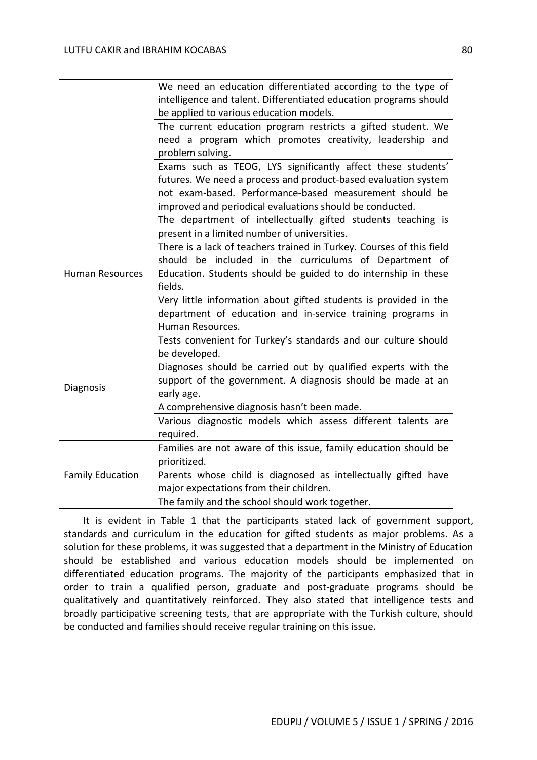| | |
|---|---|
| | We need an education differentiated according to the type of intelligence and talent. Differentiated education programs should be applied to various education models. |
| | The current education program restricts a gifted student. We need a program which promotes creativity, leadership and problem solving. |
| | Exams such as TEOG, LYS significantly affect these students' futures. We need a process and product-based evaluation system not exam-based. Performance-based measurement should be improved and periodical evaluations should be conducted. |
| Human Resources | The department of intellectually gifted students teaching is present in a limited number of universities. |
| | There is a lack of teachers trained in Turkey. Courses of this field should be included in the curriculums of Department of Education. Students should be guided to do internship in these fields. |
| | Very little information about gifted students is provided in the department of education and in-service training programs in Human Resources. |
| Diagnosis | Tests convenient for Turkey's standards and our culture should be developed. |
| | Diagnoses should be carried out by qualified experts with the support of the government. A diagnosis should be made at an early age. |
| | A comprehensive diagnosis hasn't been made. |
| | Various diagnostic models which assess different talents are required. |
| Family Education | Families are not aware of this issue, family education should be prioritized. |
| | Parents whose child is diagnosed as intellectually gifted have major expectations from their children. |
| | The family and the school should work together. |

It is evident in Table 1 that the participants stated lack of government support, standards and curriculum in the education for gifted students as major problems. As a solution for these problems, it was suggested that a department in the Ministry of Education should be established and various education models should be implemented on differentiated education programs. The majority of the participants emphasized that in order to train a qualified person, graduate and post-graduate programs should be qualitatively and quantitatively reinforced. They also stated that intelligence tests and broadly participative screening tests, that are appropriate with the Turkish culture, should be conducted and families should receive regular training on this issue.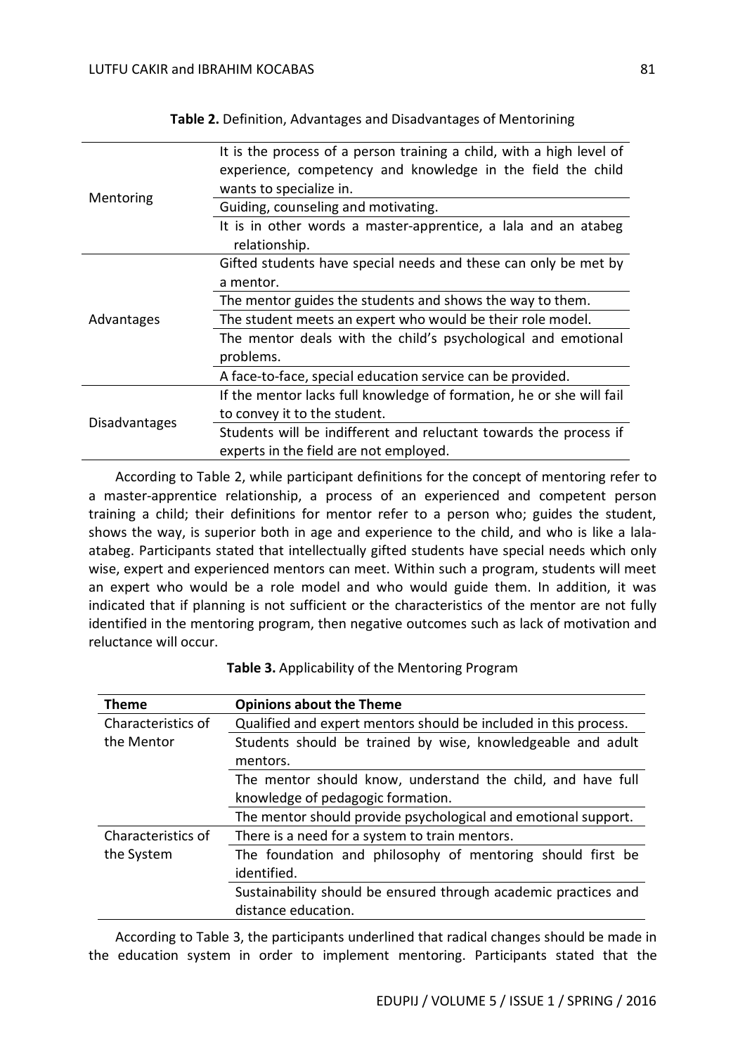**Table 2.** Definition, Advantages and Disadvantages of Mentorining

| | |
|---|---|
| Mentoring | It is the process of a person training a child, with a high level of experience, competency and knowledge in the field the child wants to specialize in. |
| | Guiding, counseling and motivating. |
| | It is in other words a master-apprentice, a lala and an atabeg relationship. |
| Advantages | Gifted students have special needs and these can only be met by a mentor. |
| | The mentor guides the students and shows the way to them. |
| | The student meets an expert who would be their role model. |
| | The mentor deals with the child's psychological and emotional problems. |
| | A face-to-face, special education service can be provided. |
| Disadvantages | If the mentor lacks full knowledge of formation, he or she will fail to convey it to the student. |
| | Students will be indifferent and reluctant towards the process if experts in the field are not employed. |

According to Table 2, while participant definitions for the concept of mentoring refer to a master-apprentice relationship, a process of an experienced and competent person training a child; their definitions for mentor refer to a person who; guides the student, shows the way, is superior both in age and experience to the child, and who is like a lala-atabeg. Participants stated that intellectually gifted students have special needs which only wise, expert and experienced mentors can meet. Within such a program, students will meet an expert who would be a role model and who would guide them. In addition, it was indicated that if planning is not sufficient or the characteristics of the mentor are not fully identified in the mentoring program, then negative outcomes such as lack of motivation and reluctance will occur.

**Table 3.** Applicability of the Mentoring Program

| Theme | Opinions about the Theme |
|---|---|
| Characteristics of the Mentor | Qualified and expert mentors should be included in this process. |
| | Students should be trained by wise, knowledgeable and adult mentors. |
| | The mentor should know, understand the child, and have full knowledge of pedagogic formation. |
| | The mentor should provide psychological and emotional support. |
| Characteristics of the System | There is a need for a system to train mentors. |
| | The foundation and philosophy of mentoring should first be identified. |
| | Sustainability should be ensured through academic practices and distance education. |

According to Table 3, the participants underlined that radical changes should be made in the education system in order to implement mentoring. Participants stated that the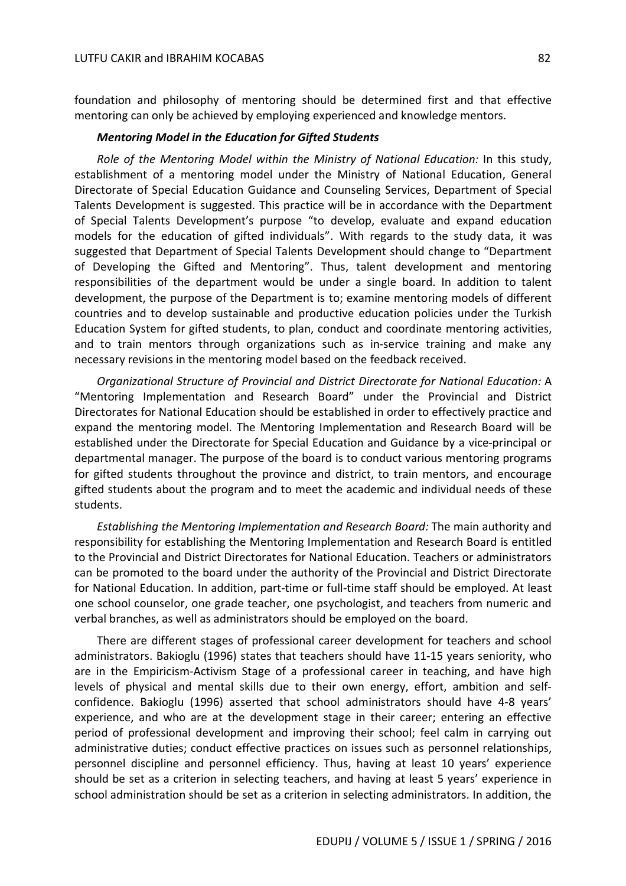foundation and philosophy of mentoring should be determined first and that effective mentoring can only be achieved by employing experienced and knowledge mentors.

***Mentoring Model in the Education for Gifted Students***

*Role of the Mentoring Model within the Ministry of National Education:* In this study, establishment of a mentoring model under the Ministry of National Education, General Directorate of Special Education Guidance and Counseling Services, Department of Special Talents Development is suggested. This practice will be in accordance with the Department of Special Talents Development's purpose "to develop, evaluate and expand education models for the education of gifted individuals". With regards to the study data, it was suggested that Department of Special Talents Development should change to "Department of Developing the Gifted and Mentoring". Thus, talent development and mentoring responsibilities of the department would be under a single board. In addition to talent development, the purpose of the Department is to; examine mentoring models of different countries and to develop sustainable and productive education policies under the Turkish Education System for gifted students, to plan, conduct and coordinate mentoring activities, and to train mentors through organizations such as in-service training and make any necessary revisions in the mentoring model based on the feedback received.

*Organizational Structure of Provincial and District Directorate for National Education:* A "Mentoring Implementation and Research Board" under the Provincial and District Directorates for National Education should be established in order to effectively practice and expand the mentoring model. The Mentoring Implementation and Research Board will be established under the Directorate for Special Education and Guidance by a vice-principal or departmental manager. The purpose of the board is to conduct various mentoring programs for gifted students throughout the province and district, to train mentors, and encourage gifted students about the program and to meet the academic and individual needs of these students.

*Establishing the Mentoring Implementation and Research Board:* The main authority and responsibility for establishing the Mentoring Implementation and Research Board is entitled to the Provincial and District Directorates for National Education. Teachers or administrators can be promoted to the board under the authority of the Provincial and District Directorate for National Education. In addition, part-time or full-time staff should be employed. At least one school counselor, one grade teacher, one psychologist, and teachers from numeric and verbal branches, as well as administrators should be employed on the board.

There are different stages of professional career development for teachers and school administrators. Bakioglu (1996) states that teachers should have 11-15 years seniority, who are in the Empiricism-Activism Stage of a professional career in teaching, and have high levels of physical and mental skills due to their own energy, effort, ambition and self-confidence. Bakioglu (1996) asserted that school administrators should have 4-8 years' experience, and who are at the development stage in their career; entering an effective period of professional development and improving their school; feel calm in carrying out administrative duties; conduct effective practices on issues such as personnel relationships, personnel discipline and personnel efficiency. Thus, having at least 10 years' experience should be set as a criterion in selecting teachers, and having at least 5 years' experience in school administration should be set as a criterion in selecting administrators. In addition, the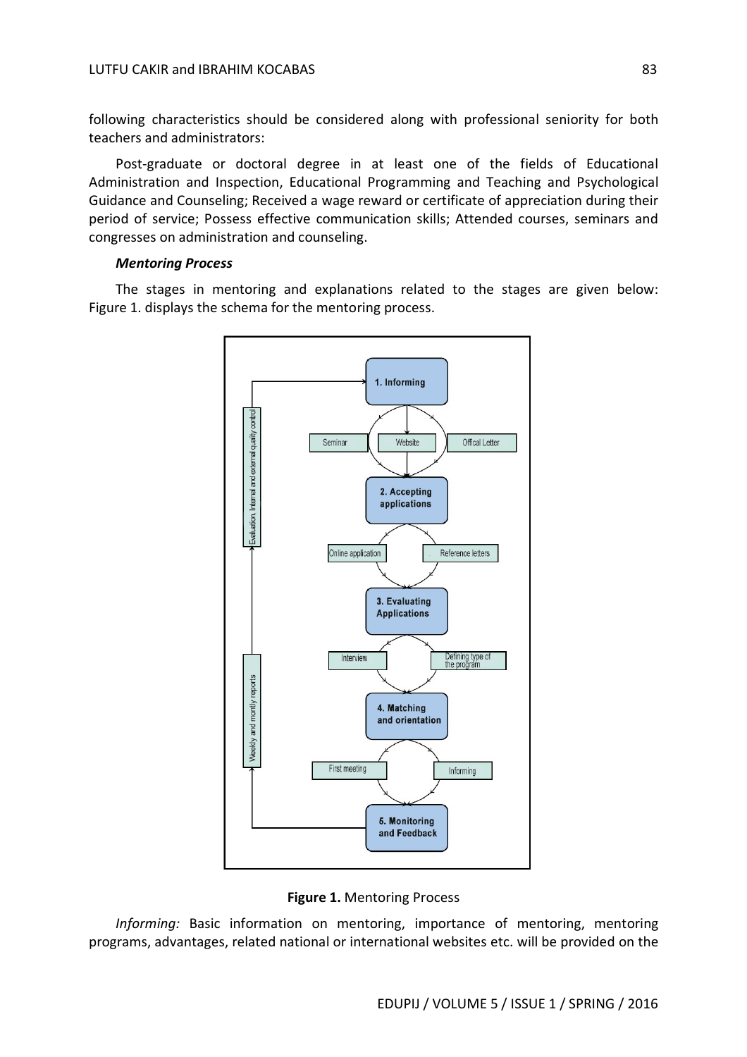following characteristics should be considered along with professional seniority for both teachers and administrators:

Post-graduate or doctoral degree in at least one of the fields of Educational Administration and Inspection, Educational Programming and Teaching and Psychological Guidance and Counseling; Received a wage reward or certificate of appreciation during their period of service; Possess effective communication skills; Attended courses, seminars and congresses on administration and counseling.

***Mentoring Process***

The stages in mentoring and explanations related to the stages are given below: Figure 1. displays the schema for the mentoring process.

**Figure 1.** Mentoring Process

*Informing:* Basic information on mentoring, importance of mentoring, mentoring programs, advantages, related national or international websites etc. will be provided on the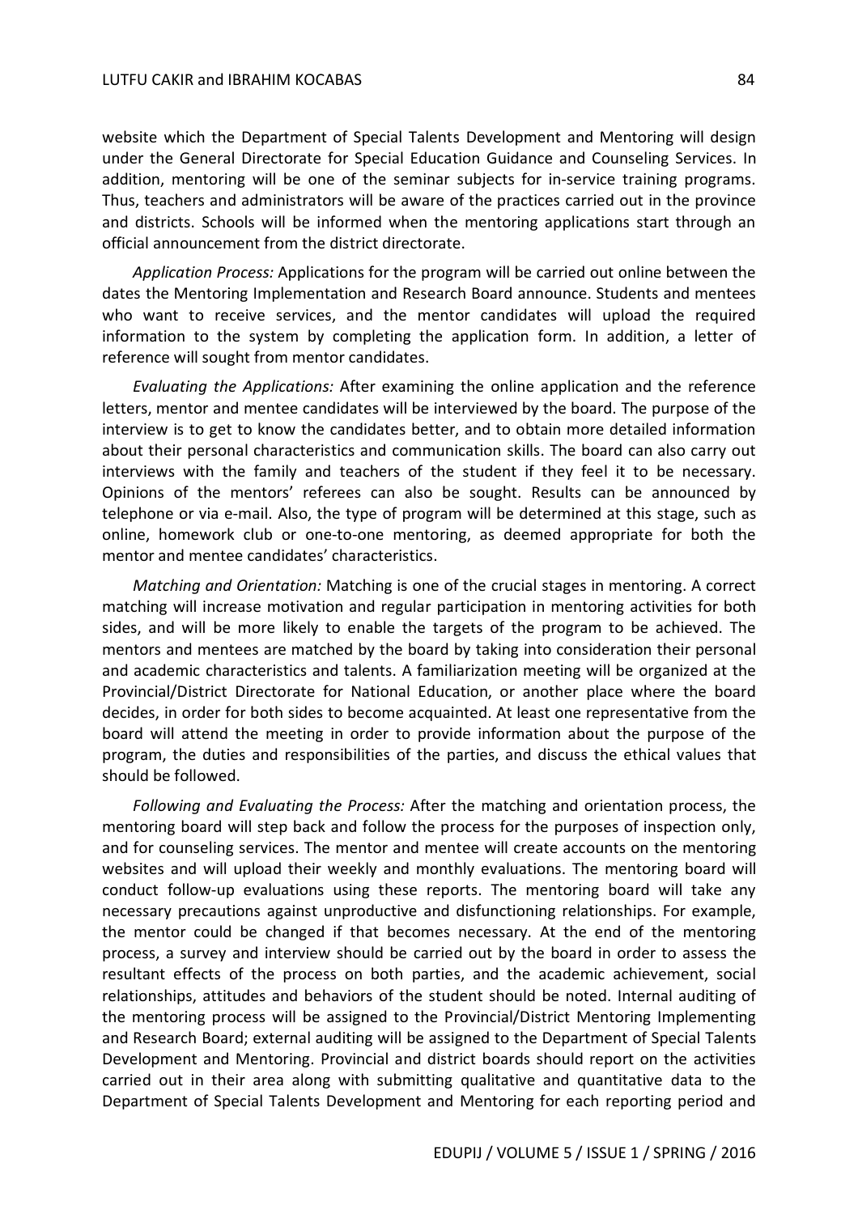website which the Department of Special Talents Development and Mentoring will design under the General Directorate for Special Education Guidance and Counseling Services. In addition, mentoring will be one of the seminar subjects for in-service training programs. Thus, teachers and administrators will be aware of the practices carried out in the province and districts. Schools will be informed when the mentoring applications start through an official announcement from the district directorate.

*Application Process:* Applications for the program will be carried out online between the dates the Mentoring Implementation and Research Board announce. Students and mentees who want to receive services, and the mentor candidates will upload the required information to the system by completing the application form. In addition, a letter of reference will sought from mentor candidates.

*Evaluating the Applications:* After examining the online application and the reference letters, mentor and mentee candidates will be interviewed by the board. The purpose of the interview is to get to know the candidates better, and to obtain more detailed information about their personal characteristics and communication skills. The board can also carry out interviews with the family and teachers of the student if they feel it to be necessary. Opinions of the mentors' referees can also be sought. Results can be announced by telephone or via e-mail. Also, the type of program will be determined at this stage, such as online, homework club or one-to-one mentoring, as deemed appropriate for both the mentor and mentee candidates' characteristics.

*Matching and Orientation:* Matching is one of the crucial stages in mentoring. A correct matching will increase motivation and regular participation in mentoring activities for both sides, and will be more likely to enable the targets of the program to be achieved. The mentors and mentees are matched by the board by taking into consideration their personal and academic characteristics and talents. A familiarization meeting will be organized at the Provincial/District Directorate for National Education, or another place where the board decides, in order for both sides to become acquainted. At least one representative from the board will attend the meeting in order to provide information about the purpose of the program, the duties and responsibilities of the parties, and discuss the ethical values that should be followed.

*Following and Evaluating the Process:* After the matching and orientation process, the mentoring board will step back and follow the process for the purposes of inspection only, and for counseling services. The mentor and mentee will create accounts on the mentoring websites and will upload their weekly and monthly evaluations. The mentoring board will conduct follow-up evaluations using these reports. The mentoring board will take any necessary precautions against unproductive and disfunctioning relationships. For example, the mentor could be changed if that becomes necessary. At the end of the mentoring process, a survey and interview should be carried out by the board in order to assess the resultant effects of the process on both parties, and the academic achievement, social relationships, attitudes and behaviors of the student should be noted. Internal auditing of the mentoring process will be assigned to the Provincial/District Mentoring Implementing and Research Board; external auditing will be assigned to the Department of Special Talents Development and Mentoring. Provincial and district boards should report on the activities carried out in their area along with submitting qualitative and quantitative data to the Department of Special Talents Development and Mentoring for each reporting period and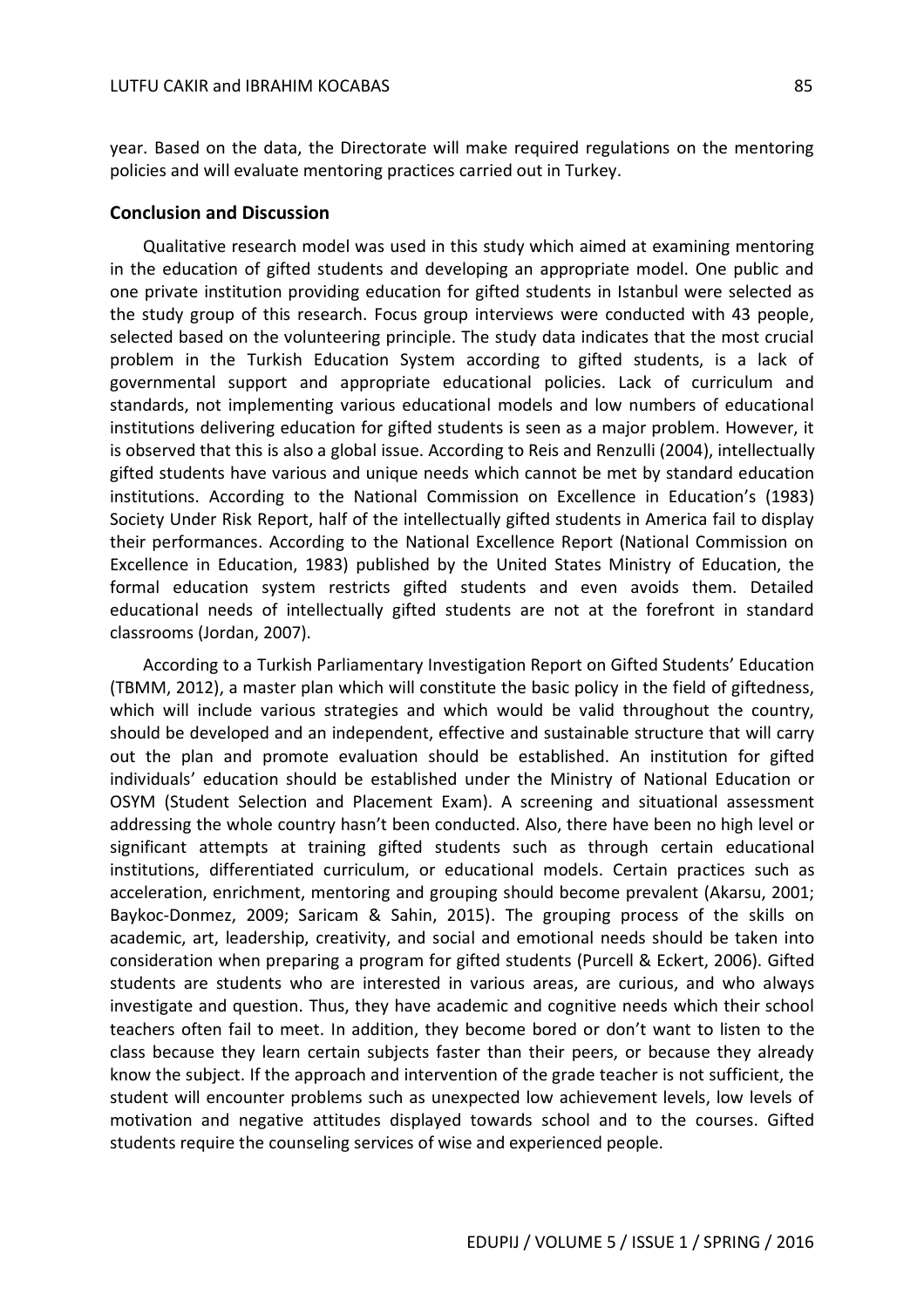year. Based on the data, the Directorate will make required regulations on the mentoring policies and will evaluate mentoring practices carried out in Turkey.

## Conclusion and Discussion

Qualitative research model was used in this study which aimed at examining mentoring in the education of gifted students and developing an appropriate model. One public and one private institution providing education for gifted students in Istanbul were selected as the study group of this research. Focus group interviews were conducted with 43 people, selected based on the volunteering principle. The study data indicates that the most crucial problem in the Turkish Education System according to gifted students, is a lack of governmental support and appropriate educational policies. Lack of curriculum and standards, not implementing various educational models and low numbers of educational institutions delivering education for gifted students is seen as a major problem. However, it is observed that this is also a global issue. According to Reis and Renzulli (2004), intellectually gifted students have various and unique needs which cannot be met by standard education institutions. According to the National Commission on Excellence in Education's (1983) Society Under Risk Report, half of the intellectually gifted students in America fail to display their performances. According to the National Excellence Report (National Commission on Excellence in Education, 1983) published by the United States Ministry of Education, the formal education system restricts gifted students and even avoids them. Detailed educational needs of intellectually gifted students are not at the forefront in standard classrooms (Jordan, 2007).

According to a Turkish Parliamentary Investigation Report on Gifted Students' Education (TBMM, 2012), a master plan which will constitute the basic policy in the field of giftedness, which will include various strategies and which would be valid throughout the country, should be developed and an independent, effective and sustainable structure that will carry out the plan and promote evaluation should be established. An institution for gifted individuals' education should be established under the Ministry of National Education or OSYM (Student Selection and Placement Exam). A screening and situational assessment addressing the whole country hasn't been conducted. Also, there have been no high level or significant attempts at training gifted students such as through certain educational institutions, differentiated curriculum, or educational models. Certain practices such as acceleration, enrichment, mentoring and grouping should become prevalent (Akarsu, 2001; Baykoc-Donmez, 2009; Saricam & Sahin, 2015). The grouping process of the skills on academic, art, leadership, creativity, and social and emotional needs should be taken into consideration when preparing a program for gifted students (Purcell & Eckert, 2006). Gifted students are students who are interested in various areas, are curious, and who always investigate and question. Thus, they have academic and cognitive needs which their school teachers often fail to meet. In addition, they become bored or don't want to listen to the class because they learn certain subjects faster than their peers, or because they already know the subject. If the approach and intervention of the grade teacher is not sufficient, the student will encounter problems such as unexpected low achievement levels, low levels of motivation and negative attitudes displayed towards school and to the courses. Gifted students require the counseling services of wise and experienced people.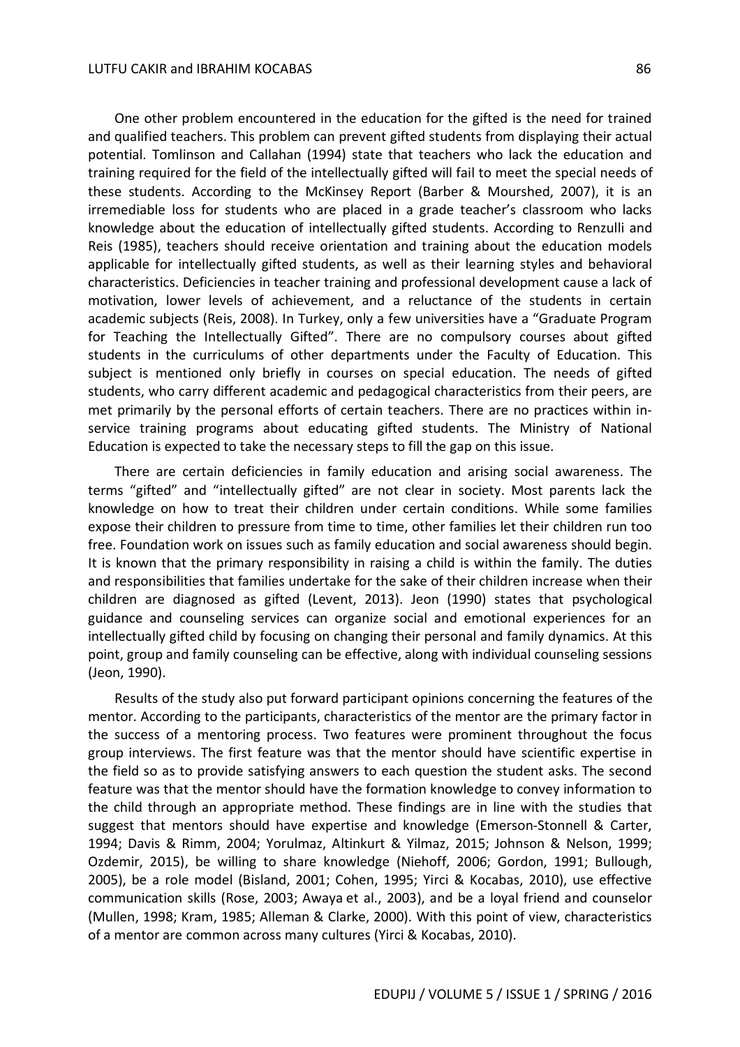One other problem encountered in the education for the gifted is the need for trained and qualified teachers. This problem can prevent gifted students from displaying their actual potential. Tomlinson and Callahan (1994) state that teachers who lack the education and training required for the field of the intellectually gifted will fail to meet the special needs of these students. According to the McKinsey Report (Barber & Mourshed, 2007), it is an irremediable loss for students who are placed in a grade teacher's classroom who lacks knowledge about the education of intellectually gifted students. According to Renzulli and Reis (1985), teachers should receive orientation and training about the education models applicable for intellectually gifted students, as well as their learning styles and behavioral characteristics. Deficiencies in teacher training and professional development cause a lack of motivation, lower levels of achievement, and a reluctance of the students in certain academic subjects (Reis, 2008). In Turkey, only a few universities have a "Graduate Program for Teaching the Intellectually Gifted". There are no compulsory courses about gifted students in the curriculums of other departments under the Faculty of Education. This subject is mentioned only briefly in courses on special education. The needs of gifted students, who carry different academic and pedagogical characteristics from their peers, are met primarily by the personal efforts of certain teachers. There are no practices within in-service training programs about educating gifted students. The Ministry of National Education is expected to take the necessary steps to fill the gap on this issue.

There are certain deficiencies in family education and arising social awareness. The terms "gifted" and "intellectually gifted" are not clear in society. Most parents lack the knowledge on how to treat their children under certain conditions. While some families expose their children to pressure from time to time, other families let their children run too free. Foundation work on issues such as family education and social awareness should begin. It is known that the primary responsibility in raising a child is within the family. The duties and responsibilities that families undertake for the sake of their children increase when their children are diagnosed as gifted (Levent, 2013). Jeon (1990) states that psychological guidance and counseling services can organize social and emotional experiences for an intellectually gifted child by focusing on changing their personal and family dynamics. At this point, group and family counseling can be effective, along with individual counseling sessions (Jeon, 1990).

Results of the study also put forward participant opinions concerning the features of the mentor. According to the participants, characteristics of the mentor are the primary factor in the success of a mentoring process. Two features were prominent throughout the focus group interviews. The first feature was that the mentor should have scientific expertise in the field so as to provide satisfying answers to each question the student asks. The second feature was that the mentor should have the formation knowledge to convey information to the child through an appropriate method. These findings are in line with the studies that suggest that mentors should have expertise and knowledge (Emerson-Stonnell & Carter, 1994; Davis & Rimm, 2004; Yorulmaz, Altinkurt & Yilmaz, 2015; Johnson & Nelson, 1999; Ozdemir, 2015), be willing to share knowledge (Niehoff, 2006; Gordon, 1991; Bullough, 2005), be a role model (Bisland, 2001; Cohen, 1995; Yirci & Kocabas, 2010), use effective communication skills (Rose, 2003; Awaya et al., 2003), and be a loyal friend and counselor (Mullen, 1998; Kram, 1985; Alleman & Clarke, 2000). With this point of view, characteristics of a mentor are common across many cultures (Yirci & Kocabas, 2010).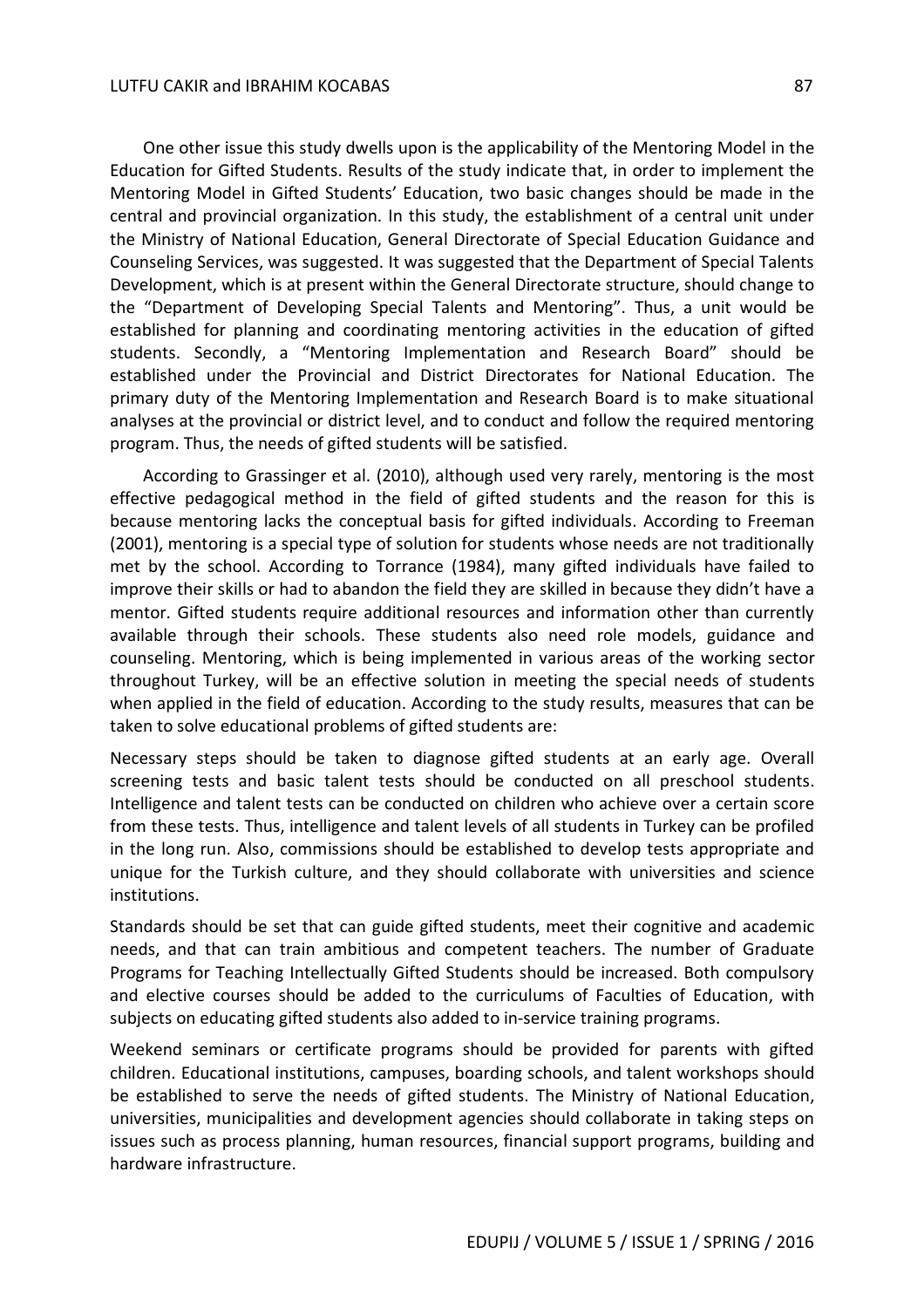One other issue this study dwells upon is the applicability of the Mentoring Model in the Education for Gifted Students. Results of the study indicate that, in order to implement the Mentoring Model in Gifted Students' Education, two basic changes should be made in the central and provincial organization. In this study, the establishment of a central unit under the Ministry of National Education, General Directorate of Special Education Guidance and Counseling Services, was suggested. It was suggested that the Department of Special Talents Development, which is at present within the General Directorate structure, should change to the "Department of Developing Special Talents and Mentoring". Thus, a unit would be established for planning and coordinating mentoring activities in the education of gifted students. Secondly, a "Mentoring Implementation and Research Board" should be established under the Provincial and District Directorates for National Education. The primary duty of the Mentoring Implementation and Research Board is to make situational analyses at the provincial or district level, and to conduct and follow the required mentoring program. Thus, the needs of gifted students will be satisfied.

According to Grassinger et al. (2010), although used very rarely, mentoring is the most effective pedagogical method in the field of gifted students and the reason for this is because mentoring lacks the conceptual basis for gifted individuals. According to Freeman (2001), mentoring is a special type of solution for students whose needs are not traditionally met by the school. According to Torrance (1984), many gifted individuals have failed to improve their skills or had to abandon the field they are skilled in because they didn't have a mentor. Gifted students require additional resources and information other than currently available through their schools. These students also need role models, guidance and counseling. Mentoring, which is being implemented in various areas of the working sector throughout Turkey, will be an effective solution in meeting the special needs of students when applied in the field of education. According to the study results, measures that can be taken to solve educational problems of gifted students are:

Necessary steps should be taken to diagnose gifted students at an early age. Overall screening tests and basic talent tests should be conducted on all preschool students. Intelligence and talent tests can be conducted on children who achieve over a certain score from these tests. Thus, intelligence and talent levels of all students in Turkey can be profiled in the long run. Also, commissions should be established to develop tests appropriate and unique for the Turkish culture, and they should collaborate with universities and science institutions.

Standards should be set that can guide gifted students, meet their cognitive and academic needs, and that can train ambitious and competent teachers. The number of Graduate Programs for Teaching Intellectually Gifted Students should be increased. Both compulsory and elective courses should be added to the curriculums of Faculties of Education, with subjects on educating gifted students also added to in-service training programs.

Weekend seminars or certificate programs should be provided for parents with gifted children. Educational institutions, campuses, boarding schools, and talent workshops should be established to serve the needs of gifted students. The Ministry of National Education, universities, municipalities and development agencies should collaborate in taking steps on issues such as process planning, human resources, financial support programs, building and hardware infrastructure.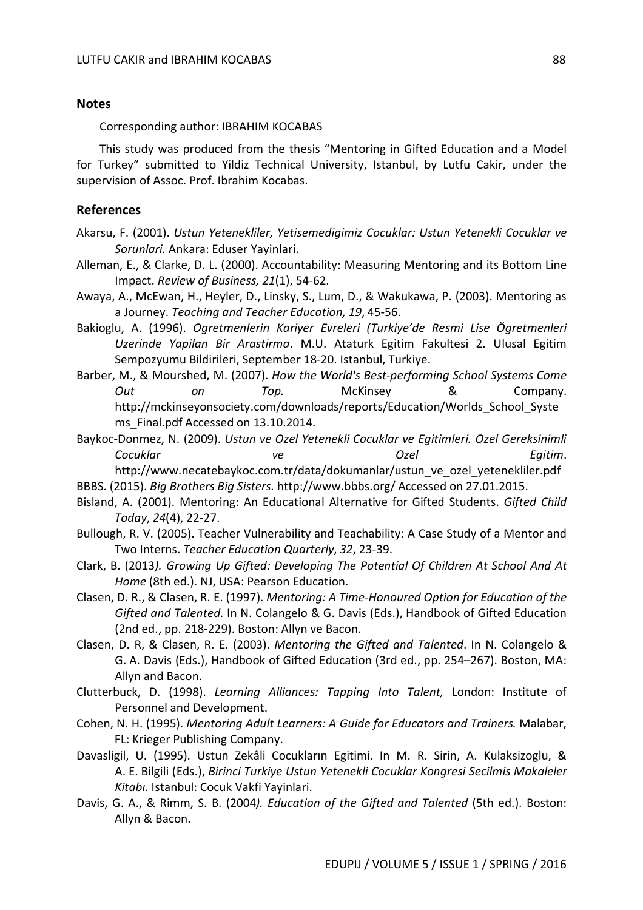## Notes

Corresponding author: IBRAHIM KOCABAS

This study was produced from the thesis "Mentoring in Gifted Education and a Model for Turkey" submitted to Yildiz Technical University, Istanbul, by Lutfu Cakir, under the supervision of Assoc. Prof. Ibrahim Kocabas.

## References

Akarsu, F. (2001). *Ustun Yetenekliler, Yetisemedigimiz Cocuklar: Ustun Yetenekli Cocuklar ve Sorunlari.* Ankara: Eduser Yayinlari.

Alleman, E., & Clarke, D. L. (2000). Accountability: Measuring Mentoring and its Bottom Line Impact. *Review of Business, 21*(1), 54-62.

Awaya, A., McEwan, H., Heyler, D., Linsky, S., Lum, D., & Wakukawa, P. (2003). Mentoring as a Journey. *Teaching and Teacher Education, 19*, 45-56.

Bakioglu, A. (1996). *Ogretmenlerin Kariyer Evreleri (Turkiye'de Resmi Lise Ögretmenleri Uzerinde Yapilan Bir Arastirma*. M.U. Ataturk Egitim Fakultesi 2. Ulusal Egitim Sempozyumu Bildirileri, September 18-20. Istanbul, Turkiye.

Barber, M., & Mourshed, M. (2007). *How the World's Best-performing School Systems Come Out on Top.* McKinsey & Company. http://mckinseyonsociety.com/downloads/reports/Education/Worlds_School_Systems_Final.pdf Accessed on 13.10.2014.

Baykoc-Donmez, N. (2009). *Ustun ve Ozel Yetenekli Cocuklar ve Egitimleri. Ozel Gereksinimli Cocuklar ve Ozel Egitim*. http://www.necatebaykoc.com.tr/data/dokumanlar/ustun_ve_ozel_yetenekliler.pdf

BBBS. (2015). *Big Brothers Big Sisters*. http://www.bbbs.org/ Accessed on 27.01.2015.

Bisland, A. (2001). Mentoring: An Educational Alternative for Gifted Students. *Gifted Child Today*, *24*(4), 22-27.

Bullough, R. V. (2005). Teacher Vulnerability and Teachability: A Case Study of a Mentor and Two Interns. *Teacher Education Quarterly*, *32*, 23-39.

Clark, B. (2013*). Growing Up Gifted: Developing The Potential Of Children At School And At Home* (8th ed.). NJ, USA: Pearson Education.

Clasen, D. R., & Clasen, R. E. (1997). *Mentoring: A Time-Honoured Option for Education of the Gifted and Talented.* In N. Colangelo & G. Davis (Eds.), Handbook of Gifted Education (2nd ed., pp. 218-229). Boston: Allyn ve Bacon.

Clasen, D. R, & Clasen, R. E. (2003). *Mentoring the Gifted and Talented*. In N. Colangelo & G. A. Davis (Eds.), Handbook of Gifted Education (3rd ed., pp. 254–267). Boston, MA: Allyn and Bacon.

Clutterbuck, D. (1998). *Learning Alliances: Tapping Into Talent,* London: Institute of Personnel and Development.

Cohen, N. H. (1995). *Mentoring Adult Learners: A Guide for Educators and Trainers.* Malabar, FL: Krieger Publishing Company.

Davasligil, U. (1995). Ustun Zekâli Cocukların Egitimi. In M. R. Sirin, A. Kulaksizoglu, & A. E. Bilgili (Eds.), *Birinci Turkiye Ustun Yetenekli Cocuklar Kongresi Secilmis Makaleler Kitabı*. Istanbul: Cocuk Vakfi Yayinlari.

Davis, G. A., & Rimm, S. B. (2004*). Education of the Gifted and Talented* (5th ed.). Boston: Allyn & Bacon.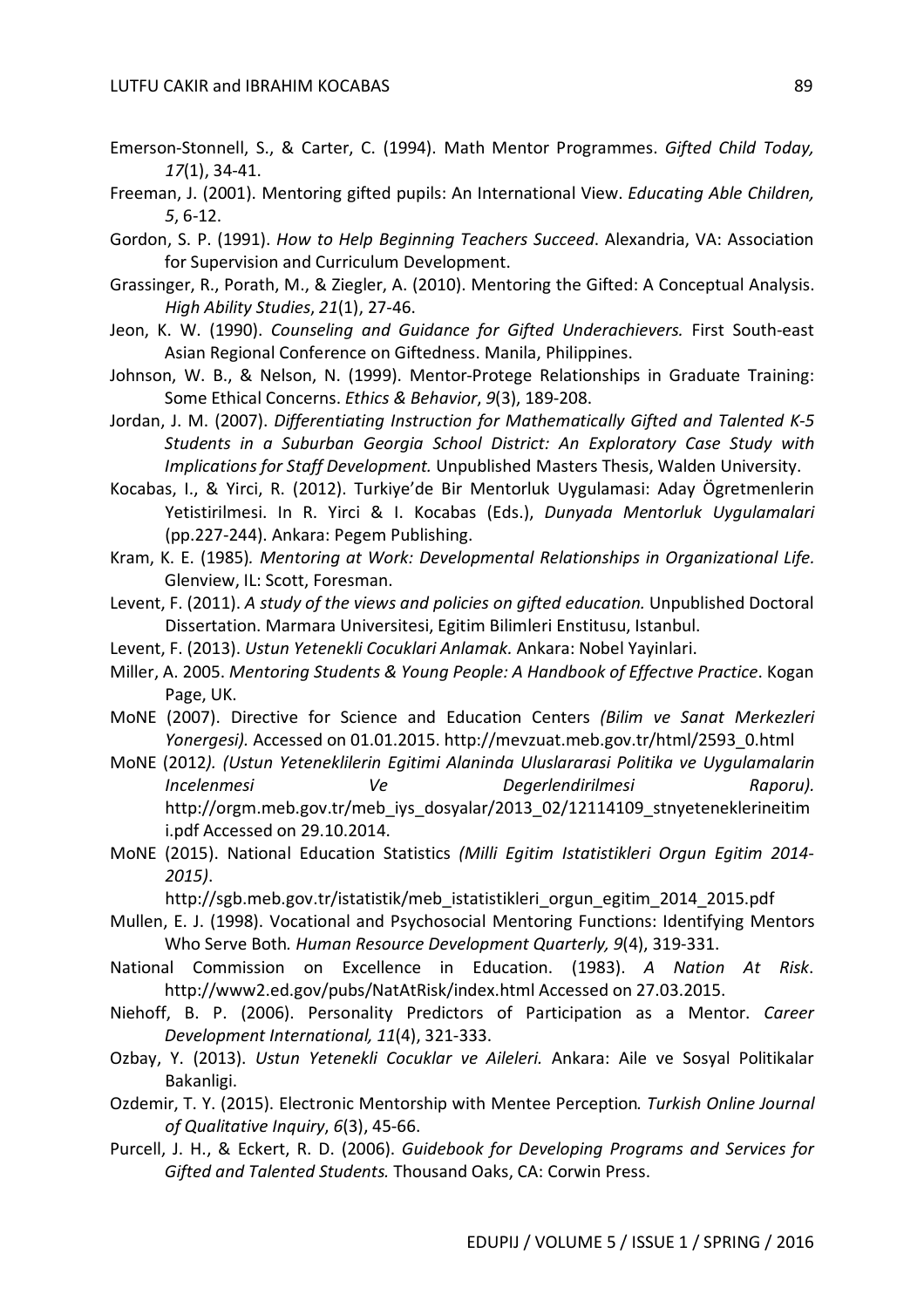Emerson-Stonnell, S., & Carter, C. (1994). Math Mentor Programmes. *Gifted Child Today, 17*(1), 34-41.

Freeman, J. (2001). Mentoring gifted pupils: An International View. *Educating Able Children, 5*, 6-12.

Gordon, S. P. (1991). *How to Help Beginning Teachers Succeed*. Alexandria, VA: Association for Supervision and Curriculum Development.

Grassinger, R., Porath, M., & Ziegler, A. (2010). Mentoring the Gifted: A Conceptual Analysis. *High Ability Studies*, *21*(1), 27-46.

Jeon, K. W. (1990). *Counseling and Guidance for Gifted Underachievers.* First South-east Asian Regional Conference on Giftedness. Manila, Philippines.

Johnson, W. B., & Nelson, N. (1999). Mentor-Protege Relationships in Graduate Training: Some Ethical Concerns. *Ethics & Behavior*, *9*(3), 189-208.

Jordan, J. M. (2007). *Differentiating Instruction for Mathematically Gifted and Talented K-5 Students in a Suburban Georgia School District: An Exploratory Case Study with Implications for Staff Development.* Unpublished Masters Thesis, Walden University.

Kocabas, I., & Yirci, R. (2012). Turkiye'de Bir Mentorluk Uygulamasi: Aday Ögretmenlerin Yetistirilmesi. In R. Yirci & I. Kocabas (Eds.), *Dunyada Mentorluk Uygulamalari* (pp.227-244). Ankara: Pegem Publishing.

Kram, K. E. (1985)*. Mentoring at Work: Developmental Relationships in Organizational Life.* Glenview, IL: Scott, Foresman.

Levent, F. (2011). *A study of the views and policies on gifted education.* Unpublished Doctoral Dissertation. Marmara Universitesi, Egitim Bilimleri Enstitusu, Istanbul.

Levent, F. (2013). *Ustun Yetenekli Cocuklari Anlamak.* Ankara: Nobel Yayinlari.

Miller, A. 2005. *Mentoring Students & Young People: A Handbook of Effectıve Practice*. Kogan Page, UK.

MoNE (2007). Directive for Science and Education Centers *(Bilim ve Sanat Merkezleri Yonergesi).* Accessed on 01.01.2015. http://mevzuat.meb.gov.tr/html/2593_0.html

MoNE (2012*). (Ustun Yeteneklilerin Egitimi Alaninda Uluslararasi Politika ve Uygulamalarin Incelenmesi Ve Degerlendirilmesi Raporu).* http://orgm.meb.gov.tr/meb_iys_dosyalar/2013_02/12114109_stnyeteneklerineitimi.pdf Accessed on 29.10.2014.

MoNE (2015). National Education Statistics *(Milli Egitim Istatistikleri Orgun Egitim 2014-2015)*. http://sgb.meb.gov.tr/istatistik/meb_istatistikleri_orgun_egitim_2014_2015.pdf

Mullen, E. J. (1998). Vocational and Psychosocial Mentoring Functions: Identifying Mentors Who Serve Both*. Human Resource Development Quarterly, 9*(4), 319-331.

National Commission on Excellence in Education. (1983). *A Nation At Risk*. http://www2.ed.gov/pubs/NatAtRisk/index.html Accessed on 27.03.2015.

Niehoff, B. P. (2006). Personality Predictors of Participation as a Mentor. *Career Development International, 11*(4), 321-333.

Ozbay, Y. (2013). *Ustun Yetenekli Cocuklar ve Aileleri.* Ankara: Aile ve Sosyal Politikalar Bakanligi.

Ozdemir, T. Y. (2015). Electronic Mentorship with Mentee Perception*. Turkish Online Journal of Qualitative Inquiry*, *6*(3), 45-66.

Purcell, J. H., & Eckert, R. D. (2006). *Guidebook for Developing Programs and Services for Gifted and Talented Students.* Thousand Oaks, CA: Corwin Press.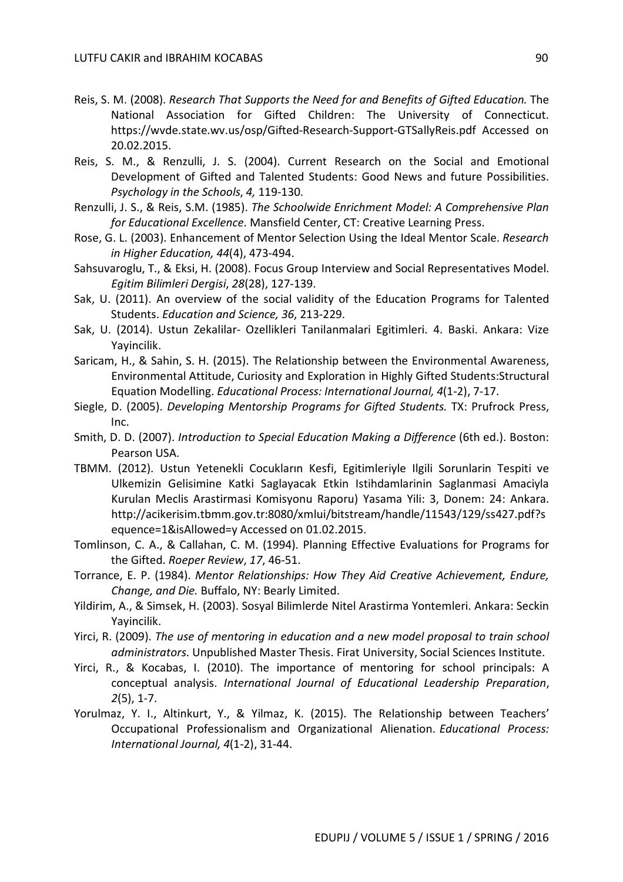Reis, S. M. (2008). *Research That Supports the Need for and Benefits of Gifted Education.* The National Association for Gifted Children: The University of Connecticut. https://wvde.state.wv.us/osp/Gifted-Research-Support-GTSallyReis.pdf Accessed on 20.02.2015.

Reis, S. M., & Renzulli, J. S. (2004). Current Research on the Social and Emotional Development of Gifted and Talented Students: Good News and future Possibilities. *Psychology in the Schools*, *4,* 119-130.

Renzulli, J. S., & Reis, S.M. (1985). *The Schoolwide Enrichment Model: A Comprehensive Plan for Educational Excellence*. Mansfield Center, CT: Creative Learning Press.

Rose, G. L. (2003). Enhancement of Mentor Selection Using the Ideal Mentor Scale. *Research in Higher Education, 44*(4), 473-494.

Sahsuvaroglu, T., & Eksi, H. (2008). Focus Group Interview and Social Representatives Model. *Egitim Bilimleri Dergisi*, *28*(28), 127-139.

Sak, U. (2011). An overview of the social validity of the Education Programs for Talented Students. *Education and Science, 36*, 213-229.

Sak, U. (2014). Ustun Zekalilar- Ozellikleri Tanilanmalari Egitimleri. 4. Baski. Ankara: Vize Yayincilik.

Saricam, H., & Sahin, S. H. (2015). The Relationship between the Environmental Awareness, Environmental Attitude, Curiosity and Exploration in Highly Gifted Students:Structural Equation Modelling. *Educational Process: International Journal, 4*(1-2), 7-17.

Siegle, D. (2005). *Developing Mentorship Programs for Gifted Students.* TX: Prufrock Press, Inc.

Smith, D. D. (2007). *Introduction to Special Education Making a Difference* (6th ed.). Boston: Pearson USA.

TBMM. (2012). Ustun Yetenekli Cocukların Kesfi, Egitimleriyle Ilgili Sorunlarin Tespiti ve Ulkemizin Gelisimine Katki Saglayacak Etkin Istihdamlarinin Saglanmasi Amaciyla Kurulan Meclis Arastirmasi Komisyonu Raporu) Yasama Yili: 3, Donem: 24: Ankara. http://acikerisim.tbmm.gov.tr:8080/xmlui/bitstream/handle/11543/129/ss427.pdf?sequence=1&isAllowed=y Accessed on 01.02.2015.

Tomlinson, C. A., & Callahan, C. M. (1994). Planning Effective Evaluations for Programs for the Gifted. *Roeper Review*, *17*, 46-51.

Torrance, E. P. (1984). *Mentor Relationships: How They Aid Creative Achievement, Endure, Change, and Die.* Buffalo, NY: Bearly Limited.

Yildirim, A., & Simsek, H. (2003). Sosyal Bilimlerde Nitel Arastirma Yontemleri. Ankara: Seckin Yayincilik.

Yirci, R. (2009). *The use of mentoring in education and a new model proposal to train school administrators*. Unpublished Master Thesis. Firat University, Social Sciences Institute.

Yirci, R., & Kocabas, I. (2010). The importance of mentoring for school principals: A conceptual analysis. *International Journal of Educational Leadership Preparation*, *2*(5), 1-7.

Yorulmaz, Y. I., Altinkurt, Y., & Yilmaz, K. (2015). The Relationship between Teachers' Occupational Professionalism and Organizational Alienation. *Educational Process: International Journal, 4*(1-2), 31-44.